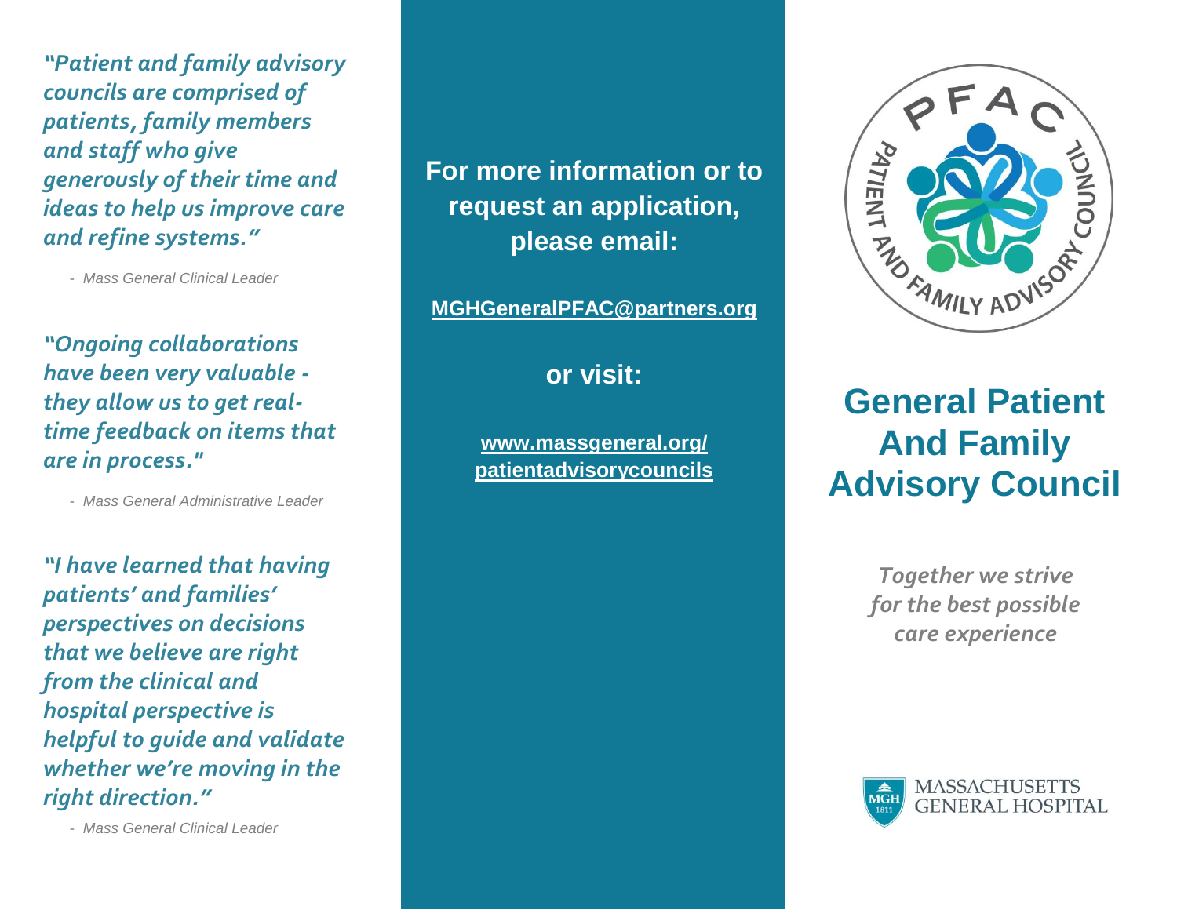*"Patient and family advisory councils are comprised of patients, family members and staff who give generously of their time and ideas to help us improve care and refine systems."*

*- Mass General Clinical Leader*

*"Ongoing collaborations have been very valuable - they allow us to get real-time feedback on items that are in process."*

*- Mass General Administrative Leader*

*"I have learned that having patients' and families' perspectives on decisions that we believe are right from the clinical and hospital perspective is helpful to guide and validate whether we're moving in the right direction."*

*- Mass General Clinical Leader*

**For more information or to request an application, please email:**

**MGHGeneralPFAC@partners.org**

**or visit:**

**www.massgeneral.org/patientadvisorycouncils**

PFAC

PATIENT AND FAMILY ADVISORY COUNCIL

# General Patient And Family Advisory Council

*Together we strive for the best possible care experience*

MGH 1811

MASSACHUSETTS GENERAL HOSPITAL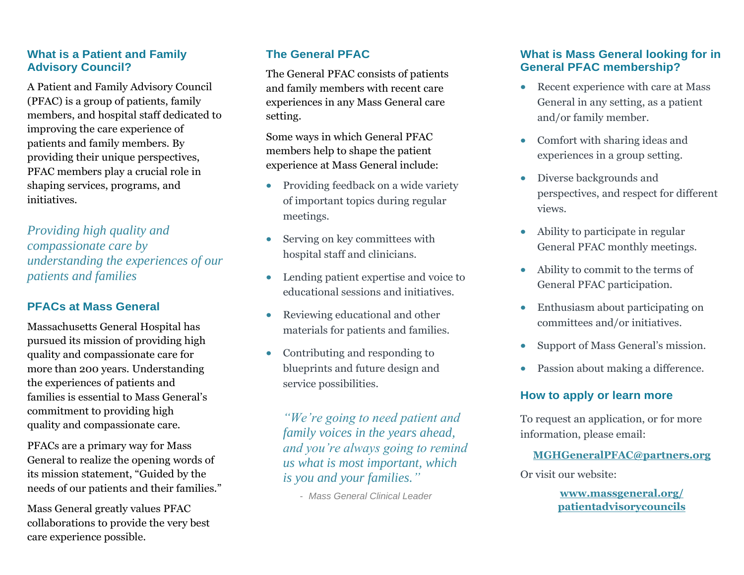## What is a Patient and Family Advisory Council?

A Patient and Family Advisory Council (PFAC) is a group of patients, family members, and hospital staff dedicated to improving the care experience of patients and family members. By providing their unique perspectives, PFAC members play a crucial role in shaping services, programs, and initiatives.

*Providing high quality and compassionate care by understanding the experiences of our patients and families*

## PFACs at Mass General

Massachusetts General Hospital has pursued its mission of providing high quality and compassionate care for more than 200 years. Understanding the experiences of patients and families is essential to Mass General's commitment to providing high quality and compassionate care.

PFACs are a primary way for Mass General to realize the opening words of its mission statement, "Guided by the needs of our patients and their families."

Mass General greatly values PFAC collaborations to provide the very best care experience possible.

## The General PFAC

The General PFAC consists of patients and family members with recent care experiences in any Mass General care setting.

Some ways in which General PFAC members help to shape the patient experience at Mass General include:

- Providing feedback on a wide variety of important topics during regular meetings.
- Serving on key committees with hospital staff and clinicians.
- Lending patient expertise and voice to educational sessions and initiatives.
- Reviewing educational and other materials for patients and families.
- Contributing and responding to blueprints and future design and service possibilities.

*"We're going to need patient and family voices in the years ahead, and you're always going to remind us what is most important, which is you and your families."*

*- Mass General Clinical Leader*

## What is Mass General looking for in General PFAC membership?

- Recent experience with care at Mass General in any setting, as a patient and/or family member.
- Comfort with sharing ideas and experiences in a group setting.
- Diverse backgrounds and perspectives, and respect for different views.
- Ability to participate in regular General PFAC monthly meetings.
- Ability to commit to the terms of General PFAC participation.
- Enthusiasm about participating on committees and/or initiatives.
- Support of Mass General's mission.
- Passion about making a difference.

## How to apply or learn more

To request an application, or for more information, please email:

**MGHGeneralPFAC@partners.org**

Or visit our website:

**www.massgeneral.org/patientadvisorycouncils**